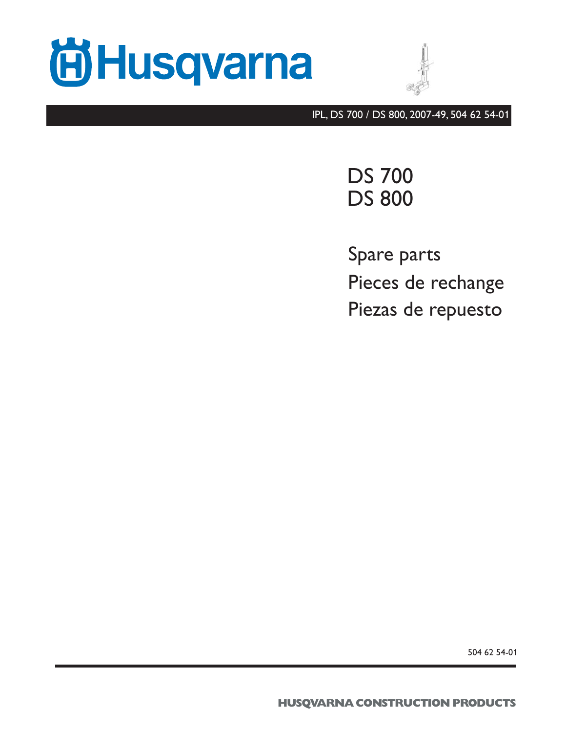Husqvarna

IPL, DS 700 / DS 800, 2007-49, 504 62 54-01

# DS 700
# DS 800

## Spare parts
## Pieces de rechange
## Piezas de repuesto

504 62 54-01

HUSQVARNA CONSTRUCTION PRODUCTS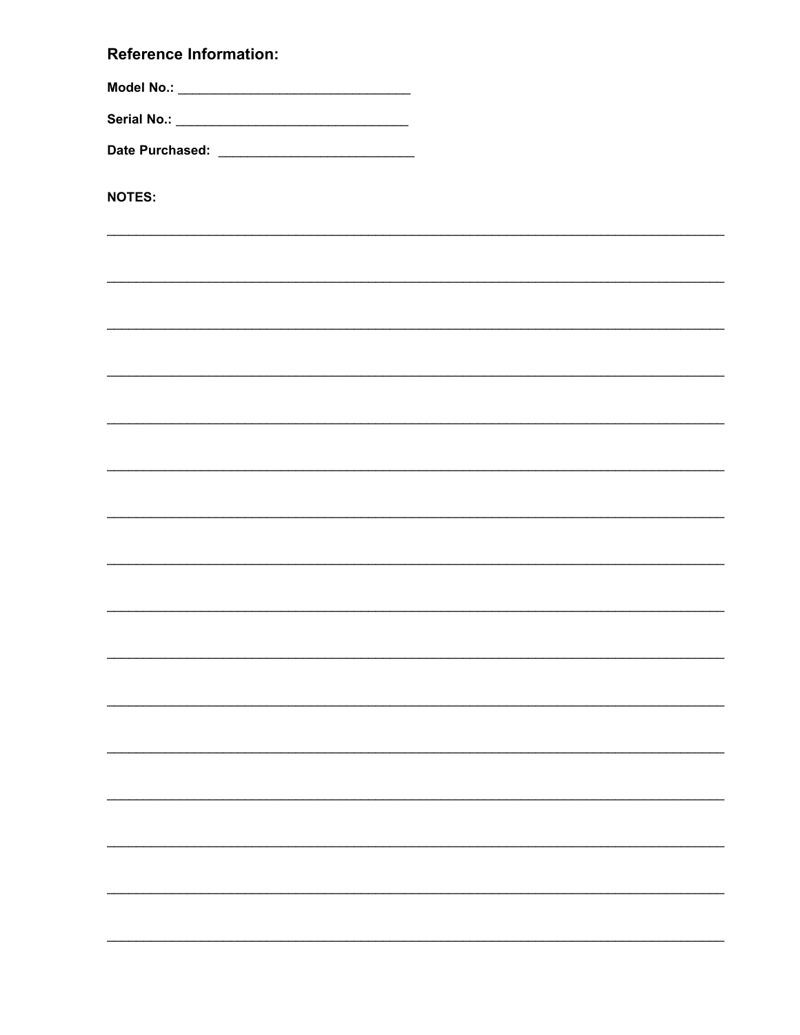## Reference Information:

**Model No.:** ______________________________

**Serial No.:** ______________________________

**Date Purchased:** ___________________________

**NOTES:**

________________________________________________________________________________

________________________________________________________________________________

________________________________________________________________________________

________________________________________________________________________________

________________________________________________________________________________

________________________________________________________________________________

________________________________________________________________________________

________________________________________________________________________________

________________________________________________________________________________

________________________________________________________________________________

________________________________________________________________________________

________________________________________________________________________________

________________________________________________________________________________

________________________________________________________________________________

________________________________________________________________________________

________________________________________________________________________________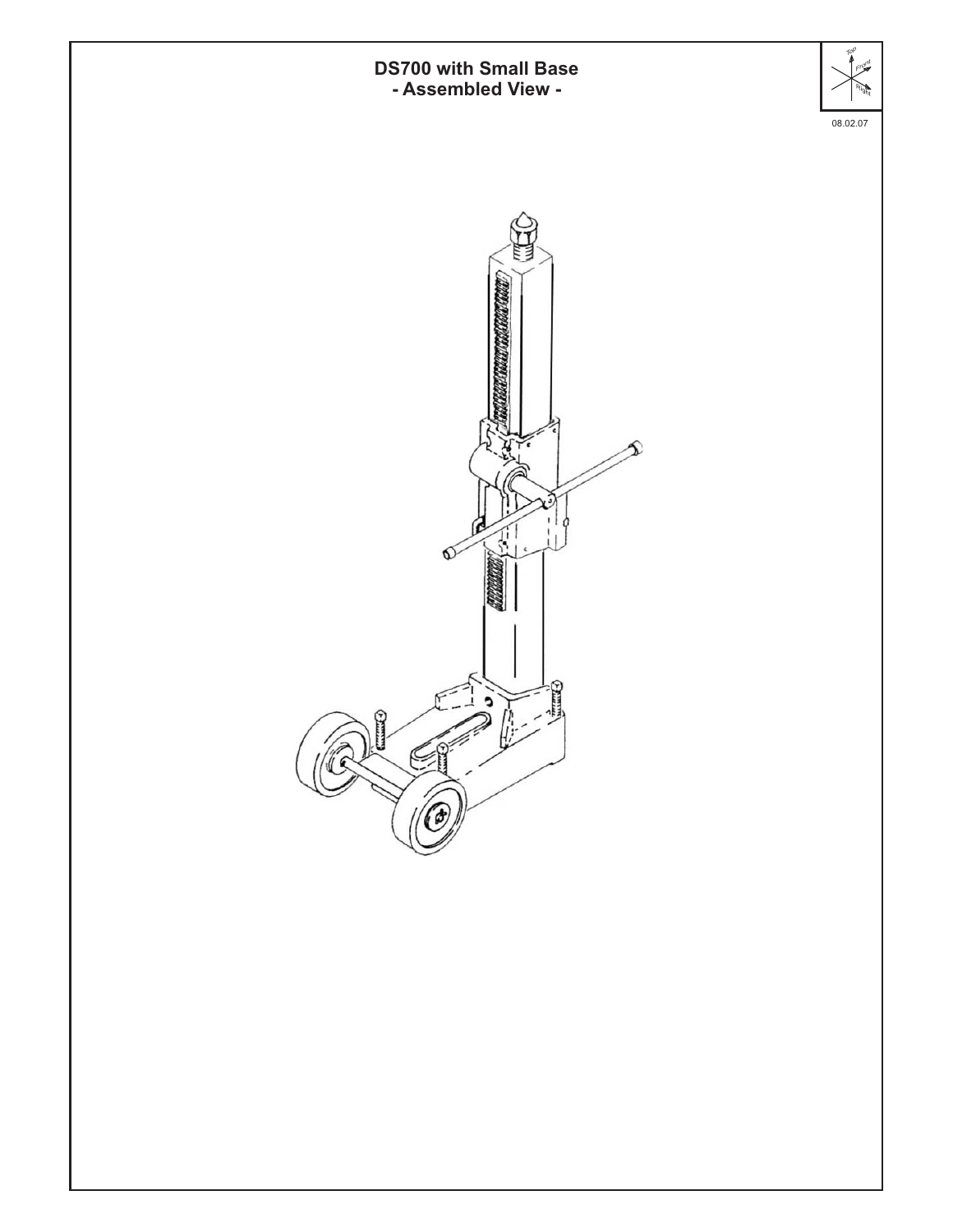# DS700 with Small Base
## - Assembled View -

08.02.07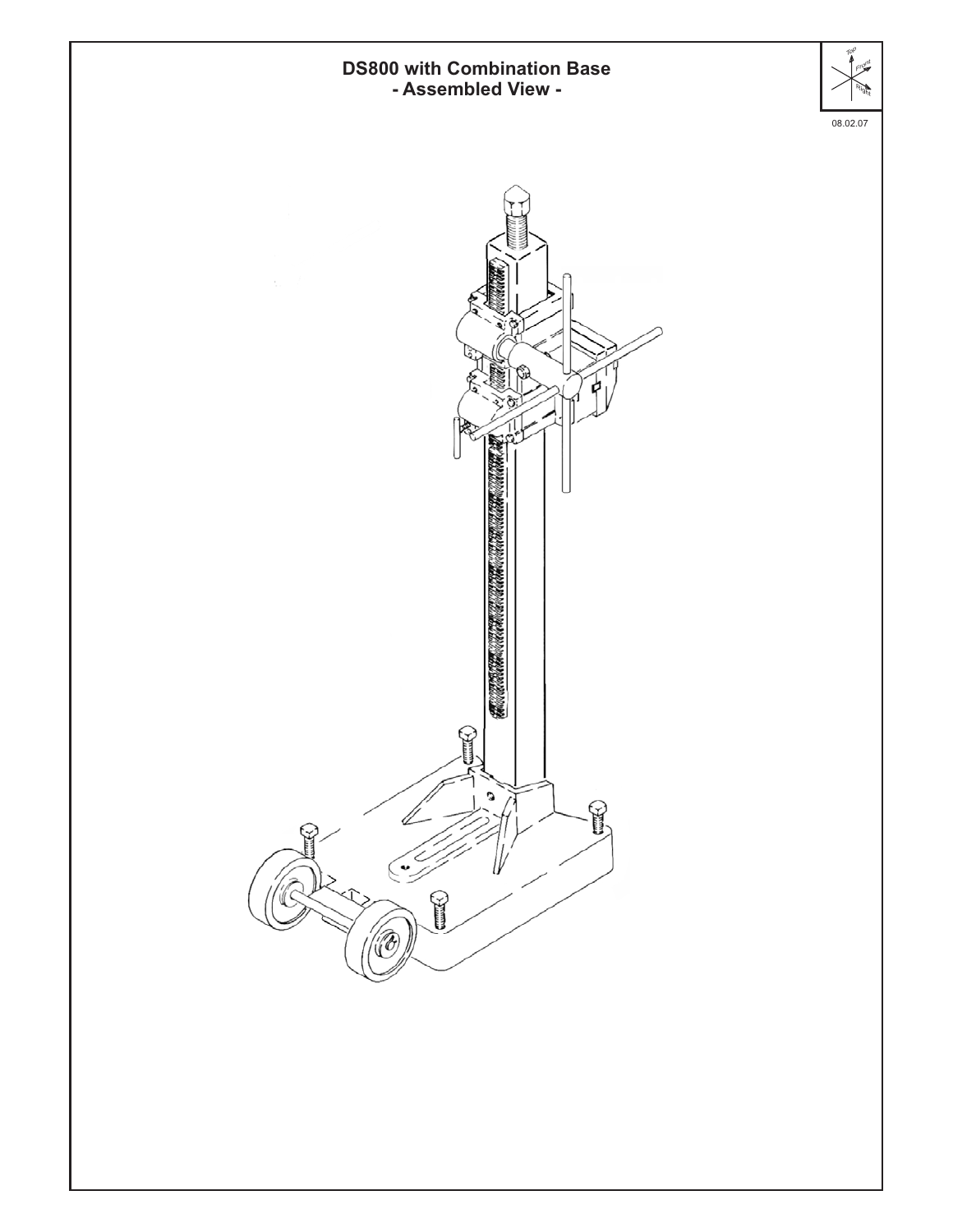# DS800 with Combination Base
## - Assembled View -

08.02.07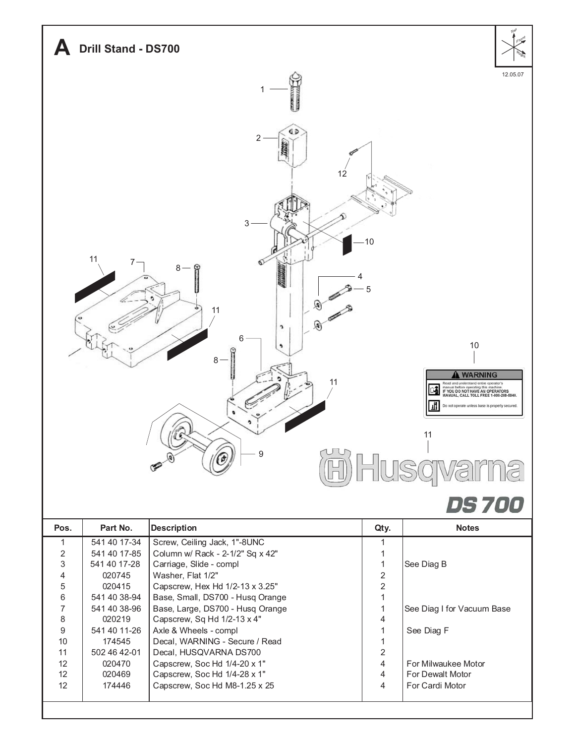# A Drill Stand - DS700

12.05.07

| Pos. | Part No. | Description | Qty. | Notes |
|---|---|---|---|---|
| 1 | 541 40 17-34 | Screw, Ceiling Jack, 1"-8UNC | 1 | |
| 2 | 541 40 17-85 | Column w/ Rack - 2-1/2" Sq x 42" | 1 | |
| 3 | 541 40 17-28 | Carriage, Slide - compl | 1 | See Diag B |
| 4 | 020745 | Washer, Flat 1/2" | 2 | |
| 5 | 020415 | Capscrew, Hex Hd 1/2-13 x 3.25" | 2 | |
| 6 | 541 40 38-94 | Base, Small, DS700 - Husq Orange | 1 | |
| 7 | 541 40 38-96 | Base, Large, DS700 - Husq Orange | 1 | See Diag I for Vacuum Base |
| 8 | 020219 | Capscrew, Sq Hd 1/2-13 x 4" | 4 | |
| 9 | 541 40 11-26 | Axle & Wheels - compl | 1 | See Diag F |
| 10 | 174545 | Decal, WARNING - Secure / Read | 1 | |
| 11 | 502 46 42-01 | Decal, HUSQVARNA DS700 | 2 | |
| 12 | 020470 | Capscrew, Soc Hd 1/4-20 x 1" | 4 | For Milwaukee Motor |
| 12 | 020469 | Capscrew, Soc Hd 1/4-28 x 1" | 4 | For Dewalt Motor |
| 12 | 174446 | Capscrew, Soc Hd M8-1.25 x 25 | 4 | For Cardi Motor |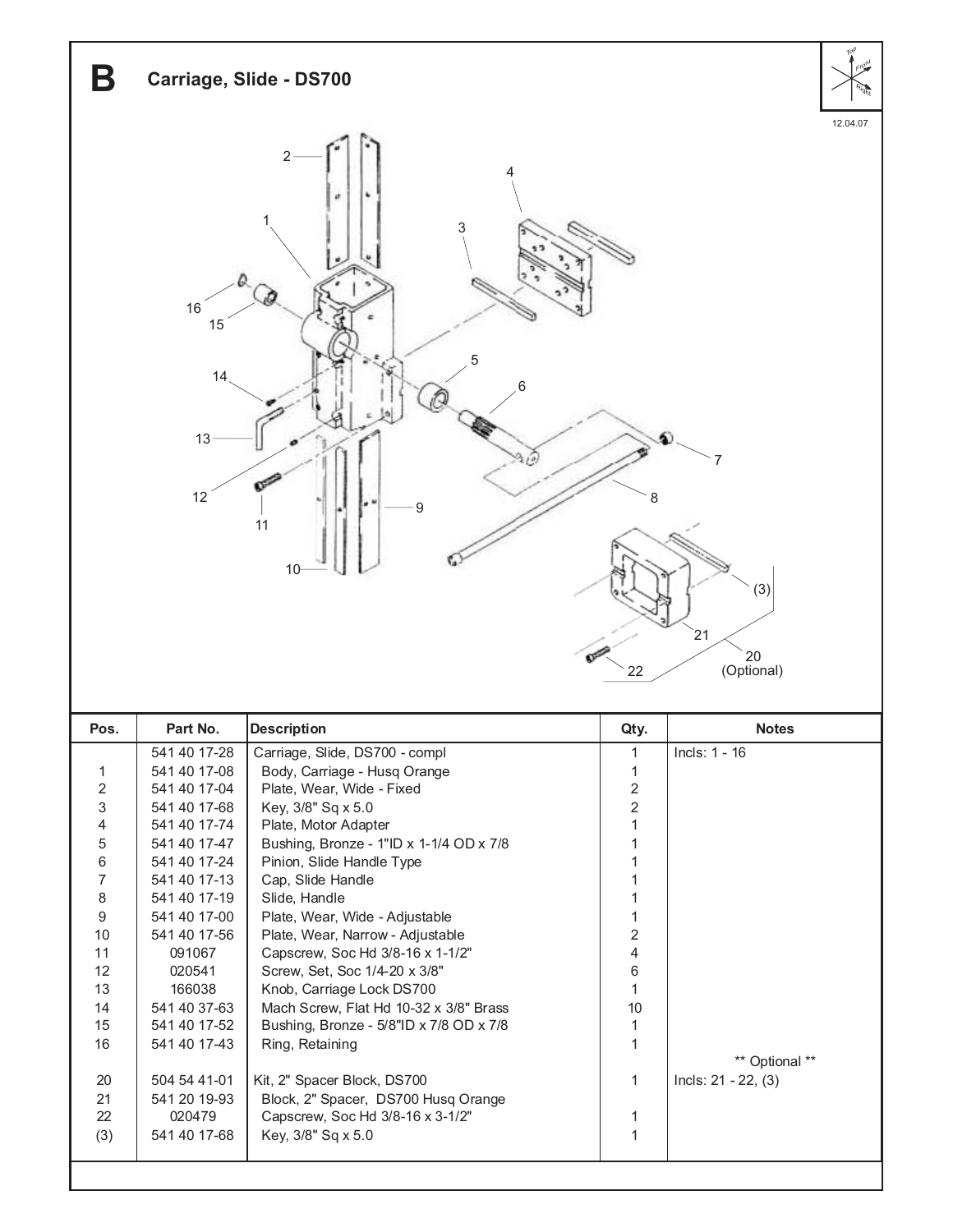# B Carriage, Slide - DS700

12.04.07

| Pos. | Part No. | Description | Qty. | Notes |
|---|---|---|---|---|
| | 541 40 17-28 | Carriage, Slide, DS700 - compl | 1 | Incls: 1 - 16 |
| 1 | 541 40 17-08 | Body, Carriage - Husq Orange | 1 | |
| 2 | 541 40 17-04 | Plate, Wear, Wide - Fixed | 2 | |
| 3 | 541 40 17-68 | Key, 3/8" Sq x 5.0 | 2 | |
| 4 | 541 40 17-74 | Plate, Motor Adapter | 1 | |
| 5 | 541 40 17-47 | Bushing, Bronze - 1"ID x 1-1/4 OD x 7/8 | 1 | |
| 6 | 541 40 17-24 | Pinion, Slide Handle Type | 1 | |
| 7 | 541 40 17-13 | Cap, Slide Handle | 1 | |
| 8 | 541 40 17-19 | Slide, Handle | 1 | |
| 9 | 541 40 17-00 | Plate, Wear, Wide - Adjustable | 1 | |
| 10 | 541 40 17-56 | Plate, Wear, Narrow - Adjustable | 2 | |
| 11 | 091067 | Capscrew, Soc Hd 3/8-16 x 1-1/2" | 4 | |
| 12 | 020541 | Screw, Set, Soc 1/4-20 x 3/8" | 6 | |
| 13 | 166038 | Knob, Carriage Lock DS700 | 1 | |
| 14 | 541 40 37-63 | Mach Screw, Flat Hd 10-32 x 3/8" Brass | 10 | |
| 15 | 541 40 17-52 | Bushing, Bronze - 5/8"ID x 7/8 OD x 7/8 | 1 | |
| 16 | 541 40 17-43 | Ring, Retaining | 1 | |
| | | | | ** Optional ** |
| 20 | 504 54 41-01 | Kit, 2" Spacer Block, DS700 | 1 | Incls: 21 - 22, (3) |
| 21 | 541 20 19-93 | Block, 2" Spacer, DS700 Husq Orange | | |
| 22 | 020479 | Capscrew, Soc Hd 3/8-16 x 3-1/2" | 1 | |
| (3) | 541 40 17-68 | Key, 3/8" Sq x 5.0 | 1 | |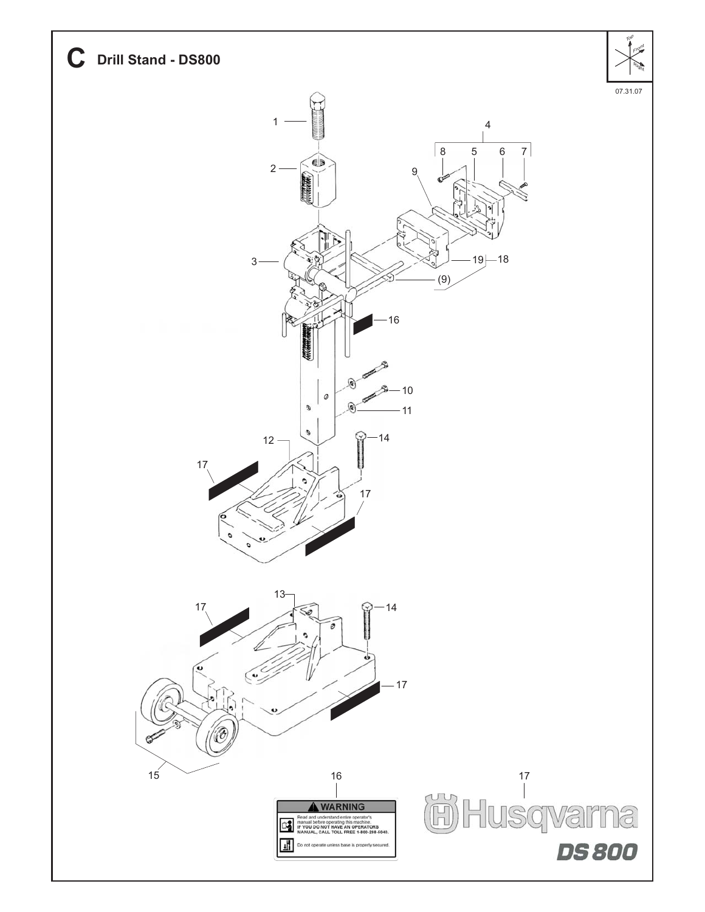# C Drill Stand - DS800

07.31.07

1
2
3
4
5
6
7
8
9
(9)
10
11
12
13
14
15
16
17
18
19

16

**WARNING**

Read and understand entire operator's manual before operating this machine.
IF YOU DO NOT HAVE AN OPERATORS MANUAL, CALL TOLL FREE 1-800-288-5040.

Do not operate unless base is properly secured.

17

Husqvarna
DS 800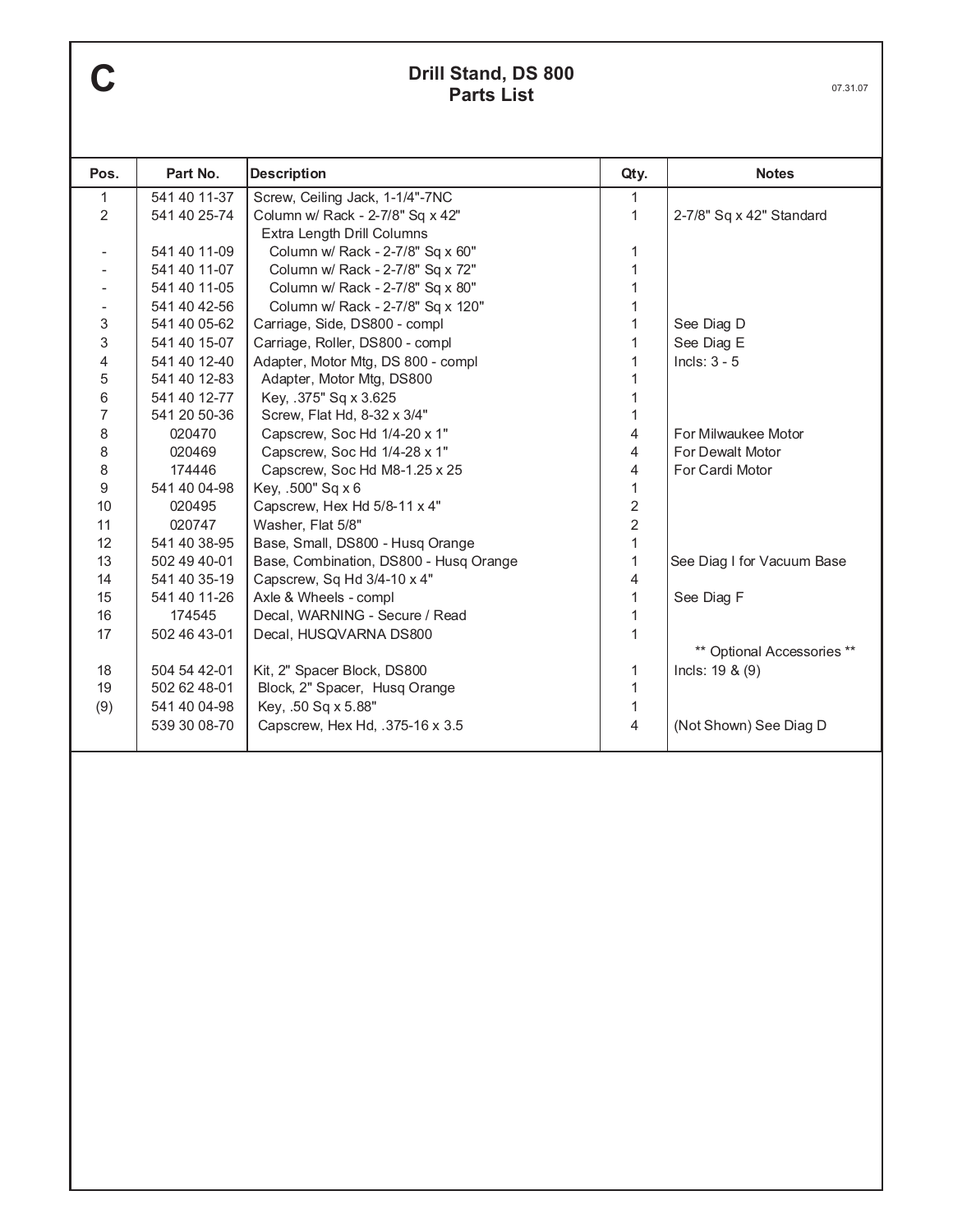# C

## Drill Stand, DS 800
## Parts List

07.31.07

| Pos. | Part No. | Description | Qty. | Notes |
|---|---|---|---|---|
| 1 | 541 40 11-37 | Screw, Ceiling Jack, 1-1/4"-7NC | 1 | |
| 2 | 541 40 25-74 | Column w/ Rack - 2-7/8" Sq x 42" | 1 | 2-7/8" Sq x 42" Standard |
| | | Extra Length Drill Columns | | |
| - | 541 40 11-09 | Column w/ Rack - 2-7/8" Sq x 60" | 1 | |
| - | 541 40 11-07 | Column w/ Rack - 2-7/8" Sq x 72" | 1 | |
| - | 541 40 11-05 | Column w/ Rack - 2-7/8" Sq x 80" | 1 | |
| - | 541 40 42-56 | Column w/ Rack - 2-7/8" Sq x 120" | 1 | |
| 3 | 541 40 05-62 | Carriage, Side, DS800 - compl | 1 | See Diag D |
| 3 | 541 40 15-07 | Carriage, Roller, DS800 - compl | 1 | See Diag E |
| 4 | 541 40 12-40 | Adapter, Motor Mtg, DS 800 - compl | 1 | Incls: 3 - 5 |
| 5 | 541 40 12-83 | Adapter, Motor Mtg, DS800 | 1 | |
| 6 | 541 40 12-77 | Key, .375" Sq x 3.625 | 1 | |
| 7 | 541 20 50-36 | Screw, Flat Hd, 8-32 x 3/4" | 1 | |
| 8 | 020470 | Capscrew, Soc Hd 1/4-20 x 1" | 4 | For Milwaukee Motor |
| 8 | 020469 | Capscrew, Soc Hd 1/4-28 x 1" | 4 | For Dewalt Motor |
| 8 | 174446 | Capscrew, Soc Hd M8-1.25 x 25 | 4 | For Cardi Motor |
| 9 | 541 40 04-98 | Key, .500" Sq x 6 | 1 | |
| 10 | 020495 | Capscrew, Hex Hd 5/8-11 x 4" | 2 | |
| 11 | 020747 | Washer, Flat 5/8" | 2 | |
| 12 | 541 40 38-95 | Base, Small, DS800 - Husq Orange | 1 | |
| 13 | 502 49 40-01 | Base, Combination, DS800 - Husq Orange | 1 | See Diag I for Vacuum Base |
| 14 | 541 40 35-19 | Capscrew, Sq Hd 3/4-10 x 4" | 4 | |
| 15 | 541 40 11-26 | Axle & Wheels - compl | 1 | See Diag F |
| 16 | 174545 | Decal, WARNING - Secure / Read | 1 | |
| 17 | 502 46 43-01 | Decal, HUSQVARNA DS800 | 1 | |
| | | | | ** Optional Accessories ** |
| 18 | 504 54 42-01 | Kit, 2" Spacer Block, DS800 | 1 | Incls: 19 & (9) |
| 19 | 502 62 48-01 | Block, 2" Spacer, Husq Orange | 1 | |
| (9) | 541 40 04-98 | Key, .50 Sq x 5.88" | 1 | |
| | 539 30 08-70 | Capscrew, Hex Hd, .375-16 x 3.5 | 4 | (Not Shown) See Diag D |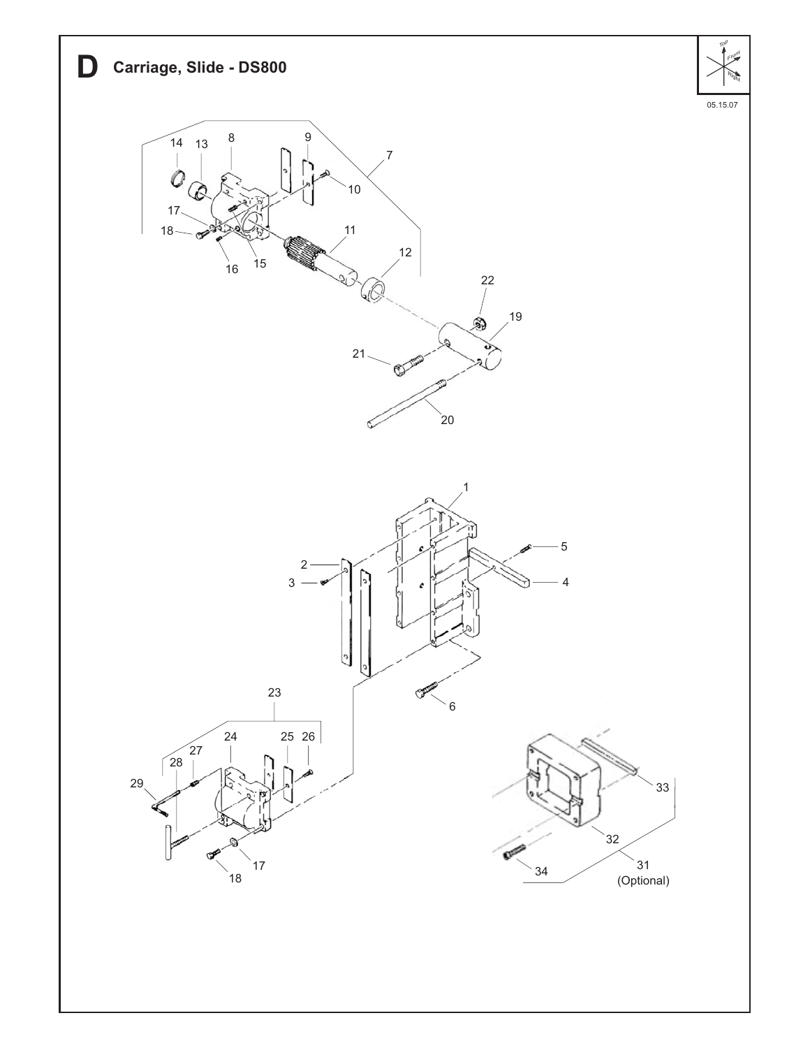# D Carriage, Slide - DS800

05.15.07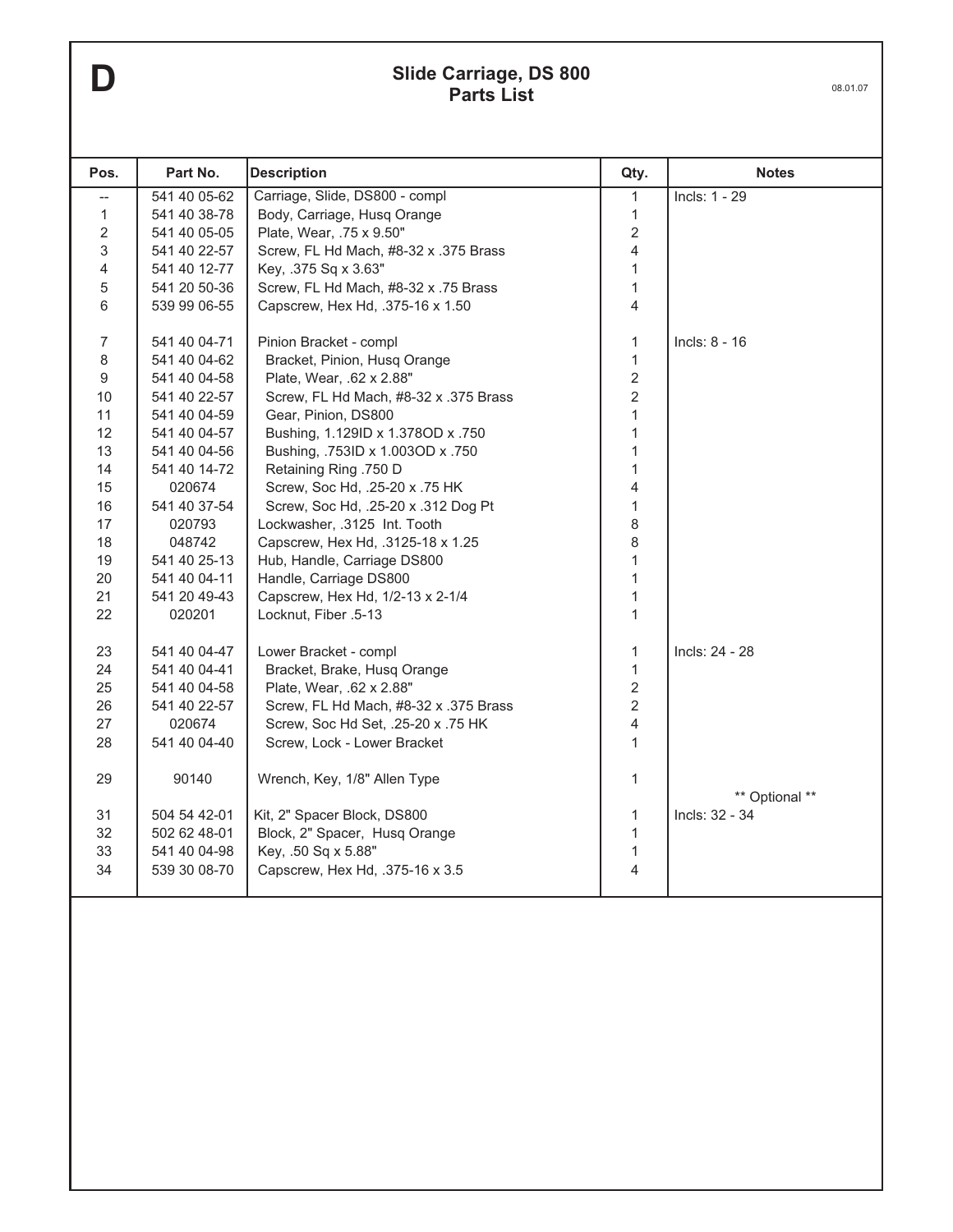# D

## Slide Carriage, DS 800
## Parts List

08.01.07

| Pos. | Part No. | Description | Qty. | Notes |
|---|---|---|---|---|
| -- | 541 40 05-62 | Carriage, Slide, DS800 - compl | 1 | Incls: 1 - 29 |
| 1 | 541 40 38-78 | Body, Carriage, Husq Orange | 1 | |
| 2 | 541 40 05-05 | Plate, Wear, .75 x 9.50" | 2 | |
| 3 | 541 40 22-57 | Screw, FL Hd Mach, #8-32 x .375 Brass | 4 | |
| 4 | 541 40 12-77 | Key, .375 Sq x 3.63" | 1 | |
| 5 | 541 20 50-36 | Screw, FL Hd Mach, #8-32 x .75 Brass | 1 | |
| 6 | 539 99 06-55 | Capscrew, Hex Hd, .375-16 x 1.50 | 4 | |
| 7 | 541 40 04-71 | Pinion Bracket - compl | 1 | Incls: 8 - 16 |
| 8 | 541 40 04-62 | Bracket, Pinion, Husq Orange | 1 | |
| 9 | 541 40 04-58 | Plate, Wear, .62 x 2.88" | 2 | |
| 10 | 541 40 22-57 | Screw, FL Hd Mach, #8-32 x .375 Brass | 2 | |
| 11 | 541 40 04-59 | Gear, Pinion, DS800 | 1 | |
| 12 | 541 40 04-57 | Bushing, 1.129ID x 1.378OD x .750 | 1 | |
| 13 | 541 40 04-56 | Bushing, .753ID x 1.003OD x .750 | 1 | |
| 14 | 541 40 14-72 | Retaining Ring .750 D | 1 | |
| 15 | 020674 | Screw, Soc Hd, .25-20 x .75 HK | 4 | |
| 16 | 541 40 37-54 | Screw, Soc Hd, .25-20 x .312 Dog Pt | 1 | |
| 17 | 020793 | Lockwasher, .3125 Int. Tooth | 8 | |
| 18 | 048742 | Capscrew, Hex Hd, .3125-18 x 1.25 | 8 | |
| 19 | 541 40 25-13 | Hub, Handle, Carriage DS800 | 1 | |
| 20 | 541 40 04-11 | Handle, Carriage DS800 | 1 | |
| 21 | 541 20 49-43 | Capscrew, Hex Hd, 1/2-13 x 2-1/4 | 1 | |
| 22 | 020201 | Locknut, Fiber .5-13 | 1 | |
| 23 | 541 40 04-47 | Lower Bracket - compl | 1 | Incls: 24 - 28 |
| 24 | 541 40 04-41 | Bracket, Brake, Husq Orange | 1 | |
| 25 | 541 40 04-58 | Plate, Wear, .62 x 2.88" | 2 | |
| 26 | 541 40 22-57 | Screw, FL Hd Mach, #8-32 x .375 Brass | 2 | |
| 27 | 020674 | Screw, Soc Hd Set, .25-20 x .75 HK | 4 | |
| 28 | 541 40 04-40 | Screw, Lock - Lower Bracket | 1 | |
| 29 | 90140 | Wrench, Key, 1/8" Allen Type | 1 | |
| | | | | ** Optional ** |
| 31 | 504 54 42-01 | Kit, 2" Spacer Block, DS800 | 1 | Incls: 32 - 34 |
| 32 | 502 62 48-01 | Block, 2" Spacer, Husq Orange | 1 | |
| 33 | 541 40 04-98 | Key, .50 Sq x 5.88" | 1 | |
| 34 | 539 30 08-70 | Capscrew, Hex Hd, .375-16 x 3.5 | 4 | |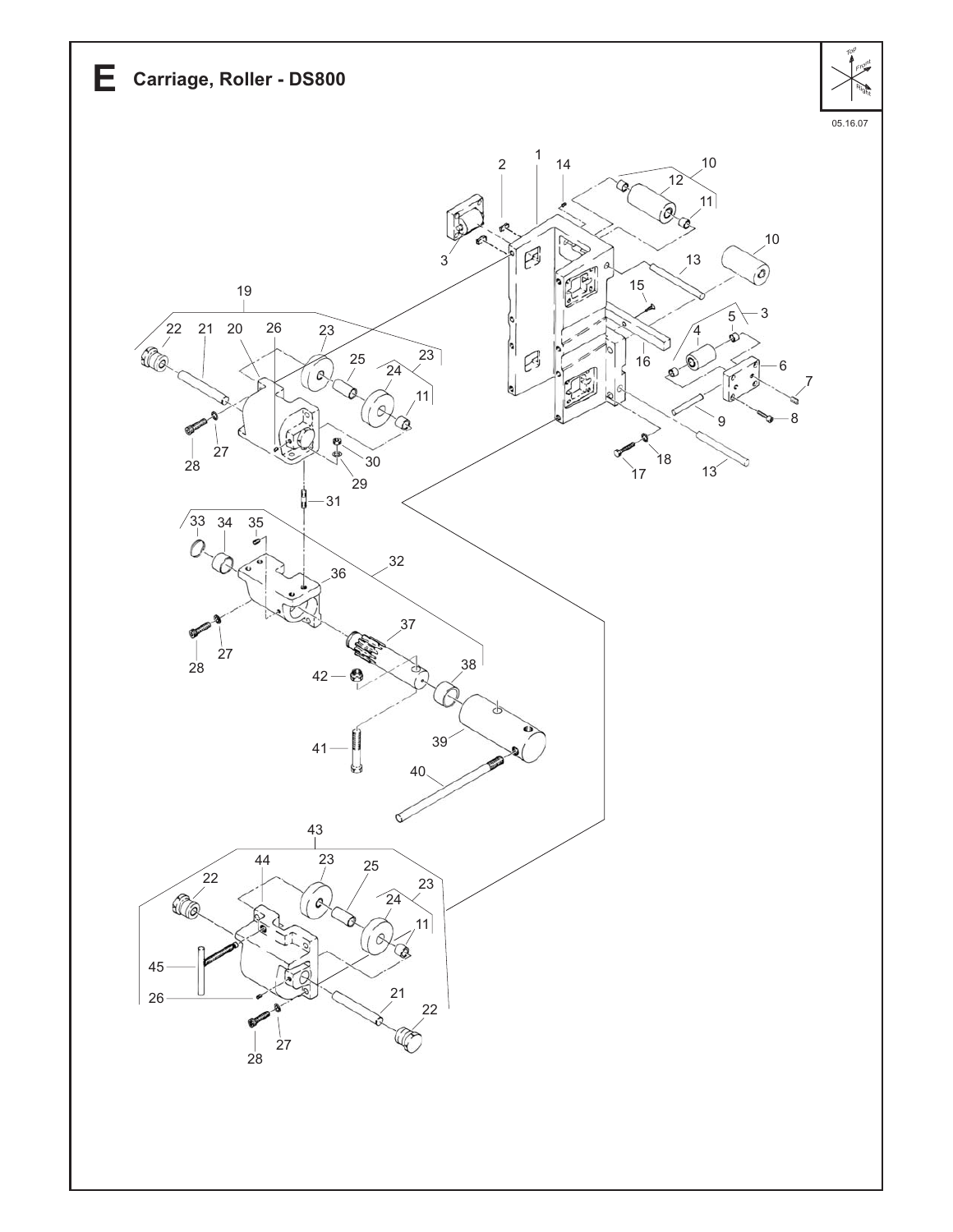# E Carriage, Roller - DS800

05.16.07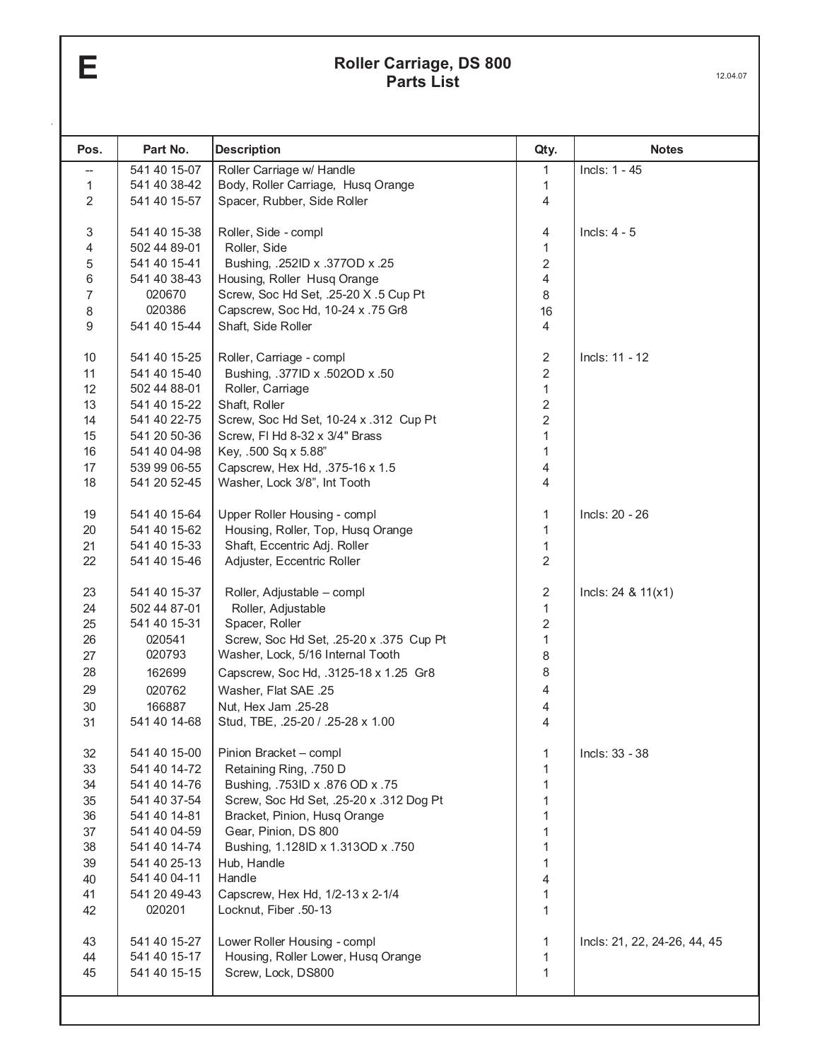# E

## Roller Carriage, DS 800
## Parts List

12.04.07

| Pos. | Part No. | Description | Qty. | Notes |
|---|---|---|---|---|
| -- | 541 40 15-07 | Roller Carriage w/ Handle | 1 | Incls: 1 - 45 |
| 1 | 541 40 38-42 | Body, Roller Carriage, Husq Orange | 1 | |
| 2 | 541 40 15-57 | Spacer, Rubber, Side Roller | 4 | |
| 3 | 541 40 15-38 | Roller, Side - compl | 4 | Incls: 4 - 5 |
| 4 | 502 44 89-01 | Roller, Side | 1 | |
| 5 | 541 40 15-41 | Bushing, .252ID x .377OD x .25 | 2 | |
| 6 | 541 40 38-43 | Housing, Roller Husq Orange | 4 | |
| 7 | 020670 | Screw, Soc Hd Set, .25-20 X .5 Cup Pt | 8 | |
| 8 | 020386 | Capscrew, Soc Hd, 10-24 x .75 Gr8 | 16 | |
| 9 | 541 40 15-44 | Shaft, Side Roller | 4 | |
| 10 | 541 40 15-25 | Roller, Carriage - compl | 2 | Incls: 11 - 12 |
| 11 | 541 40 15-40 | Bushing, .377ID x .502OD x .50 | 2 | |
| 12 | 502 44 88-01 | Roller, Carriage | 1 | |
| 13 | 541 40 15-22 | Shaft, Roller | 2 | |
| 14 | 541 40 22-75 | Screw, Soc Hd Set, 10-24 x .312 Cup Pt | 2 | |
| 15 | 541 20 50-36 | Screw, Fl Hd 8-32 x 3/4" Brass | 1 | |
| 16 | 541 40 04-98 | Key, .500 Sq x 5.88" | 1 | |
| 17 | 539 99 06-55 | Capscrew, Hex Hd, .375-16 x 1.5 | 4 | |
| 18 | 541 20 52-45 | Washer, Lock 3/8", Int Tooth | 4 | |
| 19 | 541 40 15-64 | Upper Roller Housing - compl | 1 | Incls: 20 - 26 |
| 20 | 541 40 15-62 | Housing, Roller, Top, Husq Orange | 1 | |
| 21 | 541 40 15-33 | Shaft, Eccentric Adj. Roller | 1 | |
| 22 | 541 40 15-46 | Adjuster, Eccentric Roller | 2 | |
| 23 | 541 40 15-37 | Roller, Adjustable – compl | 2 | Incls: 24 & 11(x1) |
| 24 | 502 44 87-01 | Roller, Adjustable | 1 | |
| 25 | 541 40 15-31 | Spacer, Roller | 2 | |
| 26 | 020541 | Screw, Soc Hd Set, .25-20 x .375 Cup Pt | 1 | |
| 27 | 020793 | Washer, Lock, 5/16 Internal Tooth | 8 | |
| 28 | 162699 | Capscrew, Soc Hd, .3125-18 x 1.25 Gr8 | 8 | |
| 29 | 020762 | Washer, Flat SAE .25 | 4 | |
| 30 | 166887 | Nut, Hex Jam .25-28 | 4 | |
| 31 | 541 40 14-68 | Stud, TBE, .25-20 / .25-28 x 1.00 | 4 | |
| 32 | 541 40 15-00 | Pinion Bracket – compl | 1 | Incls: 33 - 38 |
| 33 | 541 40 14-72 | Retaining Ring, .750 D | 1 | |
| 34 | 541 40 14-76 | Bushing, .753ID x .876 OD x .75 | 1 | |
| 35 | 541 40 37-54 | Screw, Soc Hd Set, .25-20 x .312 Dog Pt | 1 | |
| 36 | 541 40 14-81 | Bracket, Pinion, Husq Orange | 1 | |
| 37 | 541 40 04-59 | Gear, Pinion, DS 800 | 1 | |
| 38 | 541 40 14-74 | Bushing, 1.128ID x 1.313OD x .750 | 1 | |
| 39 | 541 40 25-13 | Hub, Handle | 1 | |
| 40 | 541 40 04-11 | Handle | 4 | |
| 41 | 541 20 49-43 | Capscrew, Hex Hd, 1/2-13 x 2-1/4 | 1 | |
| 42 | 020201 | Locknut, Fiber .50-13 | 1 | |
| 43 | 541 40 15-27 | Lower Roller Housing - compl | 1 | Incls: 21, 22, 24-26, 44, 45 |
| 44 | 541 40 15-17 | Housing, Roller Lower, Husq Orange | 1 | |
| 45 | 541 40 15-15 | Screw, Lock, DS800 | 1 | |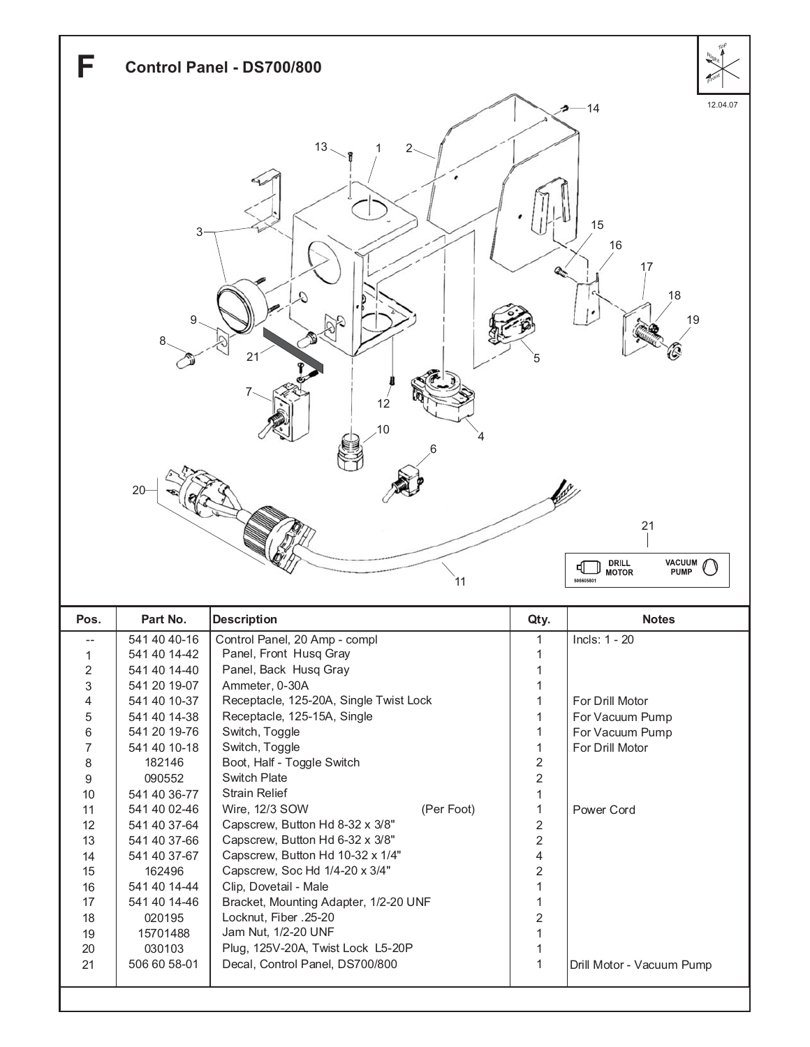# F Control Panel - DS700/800

| Pos. | Part No. | Description | Qty. | Notes |
|---|---|---|---|---|
| -- | 541 40 40-16 | Control Panel, 20 Amp - compl | 1 | Incls: 1 - 20 |
| 1 | 541 40 14-42 | Panel, Front Husq Gray | 1 | |
| 2 | 541 40 14-40 | Panel, Back Husq Gray | 1 | |
| 3 | 541 20 19-07 | Ammeter, 0-30A | 1 | |
| 4 | 541 40 10-37 | Receptacle, 125-20A, Single Twist Lock | 1 | For Drill Motor |
| 5 | 541 40 14-38 | Receptacle, 125-15A, Single | 1 | For Vacuum Pump |
| 6 | 541 20 19-76 | Switch, Toggle | 1 | For Vacuum Pump |
| 7 | 541 40 10-18 | Switch, Toggle | 1 | For Drill Motor |
| 8 | 182146 | Boot, Half - Toggle Switch | 2 | |
| 9 | 090552 | Switch Plate | 2 | |
| 10 | 541 40 36-77 | Strain Relief | 1 | |
| 11 | 541 40 02-46 | Wire, 12/3 SOW (Per Foot) | 1 | Power Cord |
| 12 | 541 40 37-64 | Capscrew, Button Hd 8-32 x 3/8" | 2 | |
| 13 | 541 40 37-66 | Capscrew, Button Hd 6-32 x 3/8" | 2 | |
| 14 | 541 40 37-67 | Capscrew, Button Hd 10-32 x 1/4" | 4 | |
| 15 | 162496 | Capscrew, Soc Hd 1/4-20 x 3/4" | 2 | |
| 16 | 541 40 14-44 | Clip, Dovetail - Male | 1 | |
| 17 | 541 40 14-46 | Bracket, Mounting Adapter, 1/2-20 UNF | 1 | |
| 18 | 020195 | Locknut, Fiber .25-20 | 2 | |
| 19 | 15701488 | Jam Nut, 1/2-20 UNF | 1 | |
| 20 | 030103 | Plug, 125V-20A, Twist Lock L5-20P | 1 | |
| 21 | 506 60 58-01 | Decal, Control Panel, DS700/800 | 1 | Drill Motor - Vacuum Pump |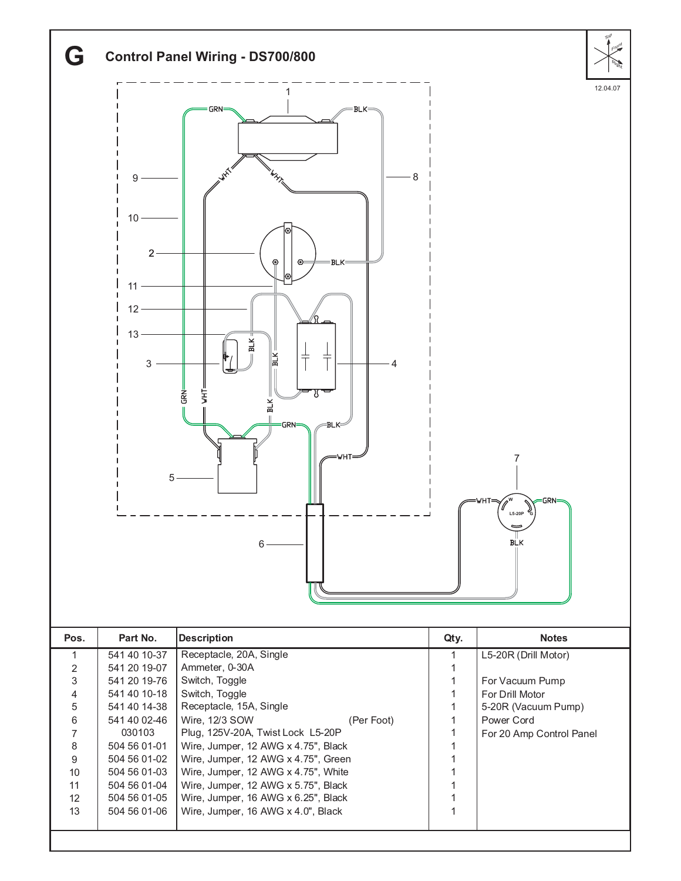# G Control Panel Wiring - DS700/800

12.04.07

| Pos. | Part No. | Description | Qty. | Notes |
|---|---|---|---|---|
| 1 | 541 40 10-37 | Receptacle, 20A, Single | 1 | L5-20R (Drill Motor) |
| 2 | 541 20 19-07 | Ammeter, 0-30A | 1 | |
| 3 | 541 20 19-76 | Switch, Toggle | 1 | For Vacuum Pump |
| 4 | 541 40 10-18 | Switch, Toggle | 1 | For Drill Motor |
| 5 | 541 40 14-38 | Receptacle, 15A, Single | 1 | 5-20R (Vacuum Pump) |
| 6 | 541 40 02-46 | Wire, 12/3 SOW (Per Foot) | 1 | Power Cord |
| 7 | 030103 | Plug, 125V-20A, Twist Lock L5-20P | 1 | For 20 Amp Control Panel |
| 8 | 504 56 01-01 | Wire, Jumper, 12 AWG x 4.75", Black | 1 | |
| 9 | 504 56 01-02 | Wire, Jumper, 12 AWG x 4.75", Green | 1 | |
| 10 | 504 56 01-03 | Wire, Jumper, 12 AWG x 4.75", White | 1 | |
| 11 | 504 56 01-04 | Wire, Jumper, 12 AWG x 5.75", Black | 1 | |
| 12 | 504 56 01-05 | Wire, Jumper, 16 AWG x 6.25", Black | 1 | |
| 13 | 504 56 01-06 | Wire, Jumper, 16 AWG x 4.0", Black | 1 | |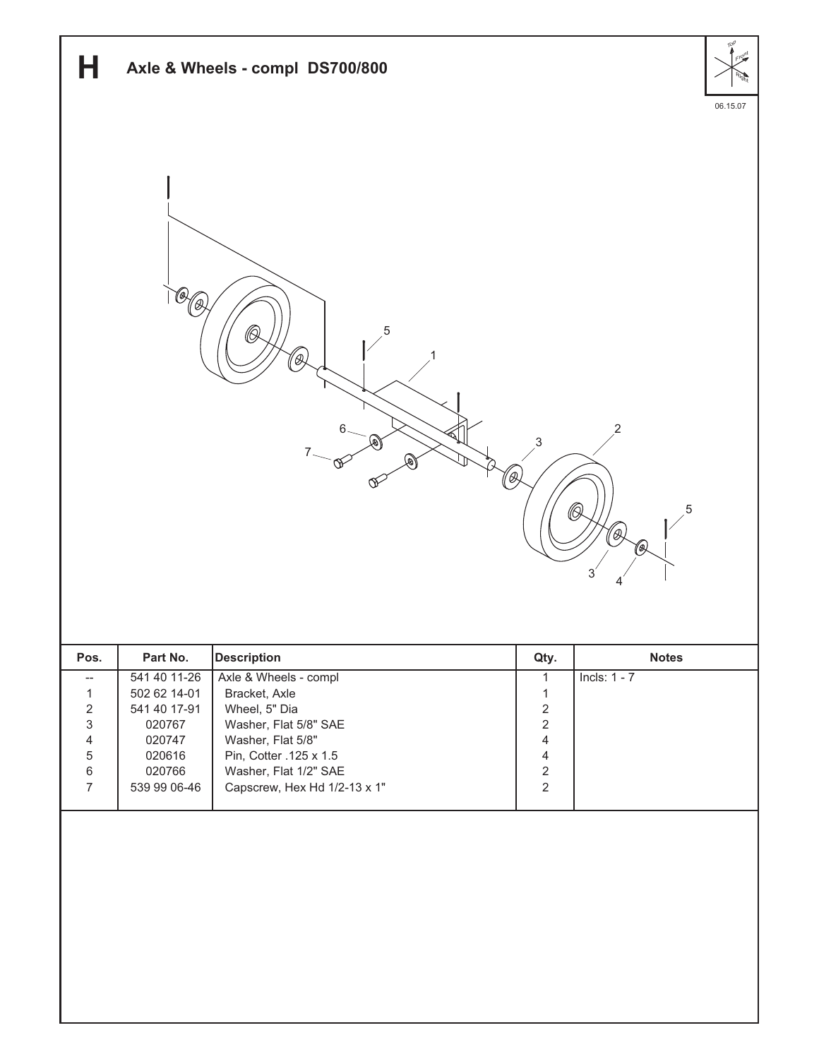# H Axle & Wheels - compl DS700/800

06.15.07

| Pos. | Part No. | Description | Qty. | Notes |
|---|---|---|---|---|
| -- | 541 40 11-26 | Axle & Wheels - compl | 1 | Incls: 1 - 7 |
| 1 | 502 62 14-01 | Bracket, Axle | 1 | |
| 2 | 541 40 17-91 | Wheel, 5" Dia | 2 | |
| 3 | 020767 | Washer, Flat 5/8" SAE | 2 | |
| 4 | 020747 | Washer, Flat 5/8" | 4 | |
| 5 | 020616 | Pin, Cotter .125 x 1.5 | 4 | |
| 6 | 020766 | Washer, Flat 1/2" SAE | 2 | |
| 7 | 539 99 06-46 | Capscrew, Hex Hd 1/2-13 x 1" | 2 | |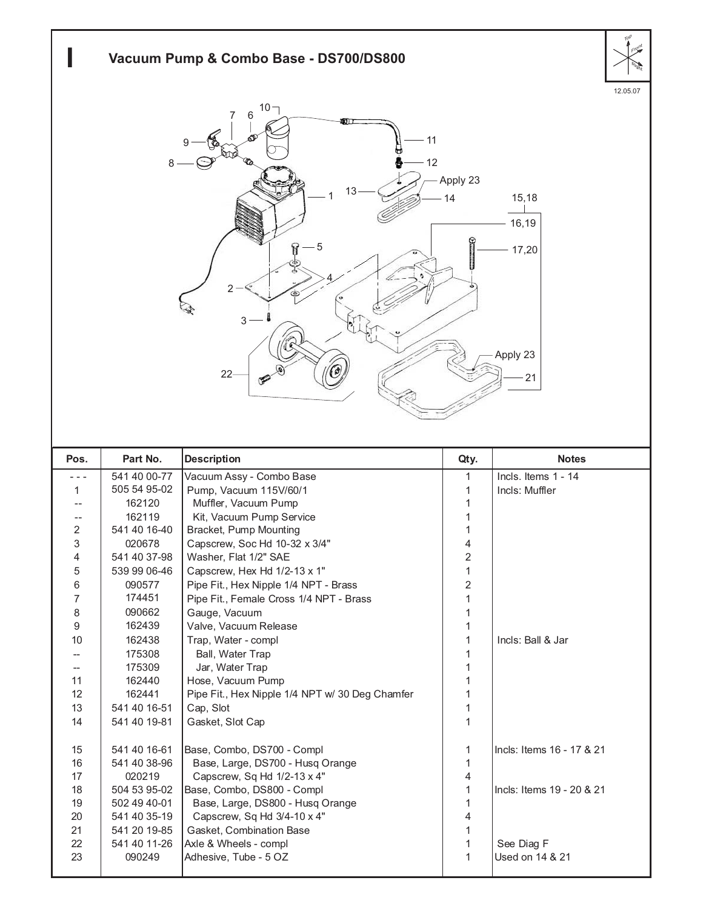# I Vacuum Pump & Combo Base - DS700/DS800

12.05.07

| Pos. | Part No. | Description | Qty. | Notes |
|---|---|---|---|---|
| - - - | 541 40 00-77 | Vacuum Assy - Combo Base | 1 | Incls. Items 1 - 14 |
| 1 | 505 54 95-02 | Pump, Vacuum 115V/60/1 | 1 | Incls: Muffler |
| -- | 162120 | Muffler, Vacuum Pump | 1 | |
| -- | 162119 | Kit, Vacuum Pump Service | 1 | |
| 2 | 541 40 16-40 | Bracket, Pump Mounting | 1 | |
| 3 | 020678 | Capscrew, Soc Hd 10-32 x 3/4" | 4 | |
| 4 | 541 40 37-98 | Washer, Flat 1/2" SAE | 2 | |
| 5 | 539 99 06-46 | Capscrew, Hex Hd 1/2-13 x 1" | 1 | |
| 6 | 090577 | Pipe Fit., Hex Nipple 1/4 NPT - Brass | 2 | |
| 7 | 174451 | Pipe Fit., Female Cross 1/4 NPT - Brass | 1 | |
| 8 | 090662 | Gauge, Vacuum | 1 | |
| 9 | 162439 | Valve, Vacuum Release | 1 | |
| 10 | 162438 | Trap, Water - compl | 1 | Incls: Ball & Jar |
| -- | 175308 | Ball, Water Trap | 1 | |
| -- | 175309 | Jar, Water Trap | 1 | |
| 11 | 162440 | Hose, Vacuum Pump | 1 | |
| 12 | 162441 | Pipe Fit., Hex Nipple 1/4 NPT w/ 30 Deg Chamfer | 1 | |
| 13 | 541 40 16-51 | Cap, Slot | 1 | |
| 14 | 541 40 19-81 | Gasket, Slot Cap | 1 | |
| 15 | 541 40 16-61 | Base, Combo, DS700 - Compl | 1 | Incls: Items 16 - 17 & 21 |
| 16 | 541 40 38-96 | Base, Large, DS700 - Husq Orange | 1 | |
| 17 | 020219 | Capscrew, Sq Hd 1/2-13 x 4" | 4 | |
| 18 | 504 53 95-02 | Base, Combo, DS800 - Compl | 1 | Incls: Items 19 - 20 & 21 |
| 19 | 502 49 40-01 | Base, Large, DS800 - Husq Orange | 1 | |
| 20 | 541 40 35-19 | Capscrew, Sq Hd 3/4-10 x 4" | 4 | |
| 21 | 541 20 19-85 | Gasket, Combination Base | 1 | |
| 22 | 541 40 11-26 | Axle & Wheels - compl | 1 | See Diag F |
| 23 | 090249 | Adhesive, Tube - 5 OZ | 1 | Used on 14 & 21 |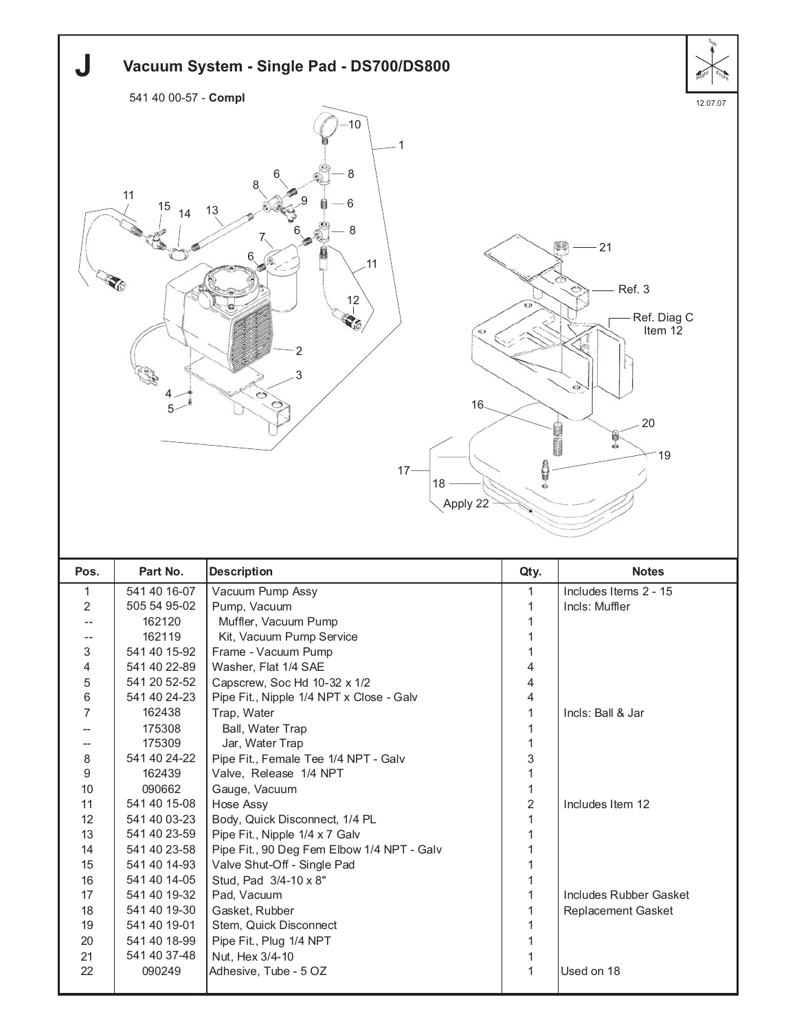# J Vacuum System - Single Pad - DS700/DS800

541 40 00-57 - **Compl**

12.07.07

| Pos. | Part No. | Description | Qty. | Notes |
|---|---|---|---|---|
| 1 | 541 40 16-07 | Vacuum Pump Assy | 1 | Includes Items 2 - 15 |
| 2 | 505 54 95-02 | Pump, Vacuum | 1 | Incls: Muffler |
| -- | 162120 | Muffler, Vacuum Pump | 1 | |
| -- | 162119 | Kit, Vacuum Pump Service | 1 | |
| 3 | 541 40 15-92 | Frame - Vacuum Pump | 1 | |
| 4 | 541 40 22-89 | Washer, Flat 1/4 SAE | 4 | |
| 5 | 541 20 52-52 | Capscrew, Soc Hd 10-32 x 1/2 | 4 | |
| 6 | 541 40 24-23 | Pipe Fit., Nipple 1/4 NPT x Close - Galv | 4 | |
| 7 | 162438 | Trap, Water | 1 | Incls: Ball & Jar |
| -- | 175308 | Ball, Water Trap | 1 | |
| -- | 175309 | Jar, Water Trap | 1 | |
| 8 | 541 40 24-22 | Pipe Fit., Female Tee 1/4 NPT - Galv | 3 | |
| 9 | 162439 | Valve, Release 1/4 NPT | 1 | |
| 10 | 090662 | Gauge, Vacuum | 1 | |
| 11 | 541 40 15-08 | Hose Assy | 2 | Includes Item 12 |
| 12 | 541 40 03-23 | Body, Quick Disconnect, 1/4 PL | 1 | |
| 13 | 541 40 23-59 | Pipe Fit., Nipple 1/4 x 7 Galv | 1 | |
| 14 | 541 40 23-58 | Pipe Fit., 90 Deg Fem Elbow 1/4 NPT - Galv | 1 | |
| 15 | 541 40 14-93 | Valve Shut-Off - Single Pad | 1 | |
| 16 | 541 40 14-05 | Stud, Pad 3/4-10 x 8" | 1 | |
| 17 | 541 40 19-32 | Pad, Vacuum | 1 | Includes Rubber Gasket |
| 18 | 541 40 19-30 | Gasket, Rubber | 1 | Replacement Gasket |
| 19 | 541 40 19-01 | Stem, Quick Disconnect | 1 | |
| 20 | 541 40 18-99 | Pipe Fit., Plug 1/4 NPT | 1 | |
| 21 | 541 40 37-48 | Nut, Hex 3/4-10 | 1 | |
| 22 | 090249 | Adhesive, Tube - 5 OZ | 1 | Used on 18 |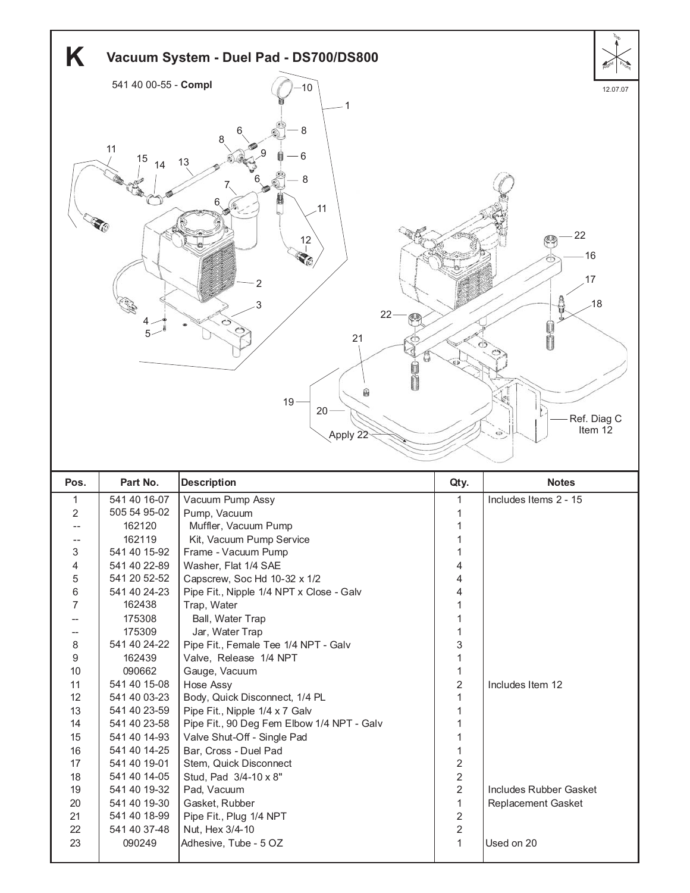# K Vacuum System - Duel Pad - DS700/DS800

541 40 00-55 - **Compl**

12.07.07

| Pos. | Part No. | Description | Qty. | Notes |
|---|---|---|---|---|
| 1 | 541 40 16-07 | Vacuum Pump Assy | 1 | Includes Items 2 - 15 |
| 2 | 505 54 95-02 | Pump, Vacuum | 1 | |
| -- | 162120 | Muffler, Vacuum Pump | 1 | |
| -- | 162119 | Kit, Vacuum Pump Service | 1 | |
| 3 | 541 40 15-92 | Frame - Vacuum Pump | 1 | |
| 4 | 541 40 22-89 | Washer, Flat 1/4 SAE | 4 | |
| 5 | 541 20 52-52 | Capscrew, Soc Hd 10-32 x 1/2 | 4 | |
| 6 | 541 40 24-23 | Pipe Fit., Nipple 1/4 NPT x Close - Galv | 4 | |
| 7 | 162438 | Trap, Water | 1 | |
| -- | 175308 | Ball, Water Trap | 1 | |
| -- | 175309 | Jar, Water Trap | 1 | |
| 8 | 541 40 24-22 | Pipe Fit., Female Tee 1/4 NPT - Galv | 3 | |
| 9 | 162439 | Valve, Release 1/4 NPT | 1 | |
| 10 | 090662 | Gauge, Vacuum | 1 | |
| 11 | 541 40 15-08 | Hose Assy | 2 | Includes Item 12 |
| 12 | 541 40 03-23 | Body, Quick Disconnect, 1/4 PL | 1 | |
| 13 | 541 40 23-59 | Pipe Fit., Nipple 1/4 x 7 Galv | 1 | |
| 14 | 541 40 23-58 | Pipe Fit., 90 Deg Fem Elbow 1/4 NPT - Galv | 1 | |
| 15 | 541 40 14-93 | Valve Shut-Off - Single Pad | 1 | |
| 16 | 541 40 14-25 | Bar, Cross - Duel Pad | 1 | |
| 17 | 541 40 19-01 | Stem, Quick Disconnect | 2 | |
| 18 | 541 40 14-05 | Stud, Pad 3/4-10 x 8" | 2 | |
| 19 | 541 40 19-32 | Pad, Vacuum | 2 | Includes Rubber Gasket |
| 20 | 541 40 19-30 | Gasket, Rubber | 1 | Replacement Gasket |
| 21 | 541 40 18-99 | Pipe Fit., Plug 1/4 NPT | 2 | |
| 22 | 541 40 37-48 | Nut, Hex 3/4-10 | 2 | |
| 23 | 090249 | Adhesive, Tube - 5 OZ | 1 | Used on 20 |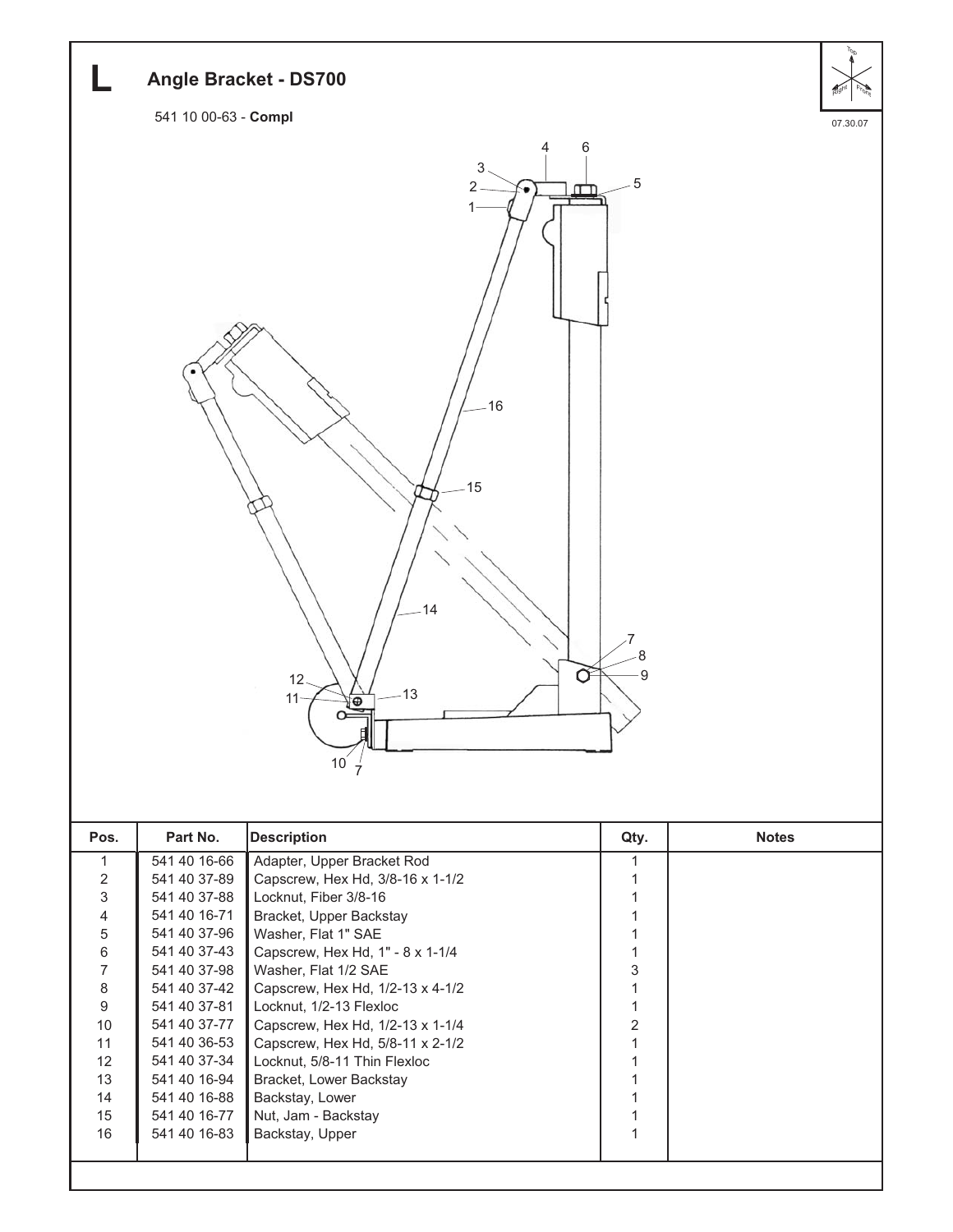# L Angle Bracket - DS700

541 10 00-63 - **Compl**

07.30.07

| Pos. | Part No. | Description | Qty. | Notes |
|---|---|---|---|---|
| 1 | 541 40 16-66 | Adapter, Upper Bracket Rod | 1 | |
| 2 | 541 40 37-89 | Capscrew, Hex Hd, 3/8-16 x 1-1/2 | 1 | |
| 3 | 541 40 37-88 | Locknut, Fiber 3/8-16 | 1 | |
| 4 | 541 40 16-71 | Bracket, Upper Backstay | 1 | |
| 5 | 541 40 37-96 | Washer, Flat 1" SAE | 1 | |
| 6 | 541 40 37-43 | Capscrew, Hex Hd, 1" - 8 x 1-1/4 | 1 | |
| 7 | 541 40 37-98 | Washer, Flat 1/2 SAE | 3 | |
| 8 | 541 40 37-42 | Capscrew, Hex Hd, 1/2-13 x 4-1/2 | 1 | |
| 9 | 541 40 37-81 | Locknut, 1/2-13 Flexloc | 1 | |
| 10 | 541 40 37-77 | Capscrew, Hex Hd, 1/2-13 x 1-1/4 | 2 | |
| 11 | 541 40 36-53 | Capscrew, Hex Hd, 5/8-11 x 2-1/2 | 1 | |
| 12 | 541 40 37-34 | Locknut, 5/8-11 Thin Flexloc | 1 | |
| 13 | 541 40 16-94 | Bracket, Lower Backstay | 1 | |
| 14 | 541 40 16-88 | Backstay, Lower | 1 | |
| 15 | 541 40 16-77 | Nut, Jam - Backstay | 1 | |
| 16 | 541 40 16-83 | Backstay, Upper | 1 | |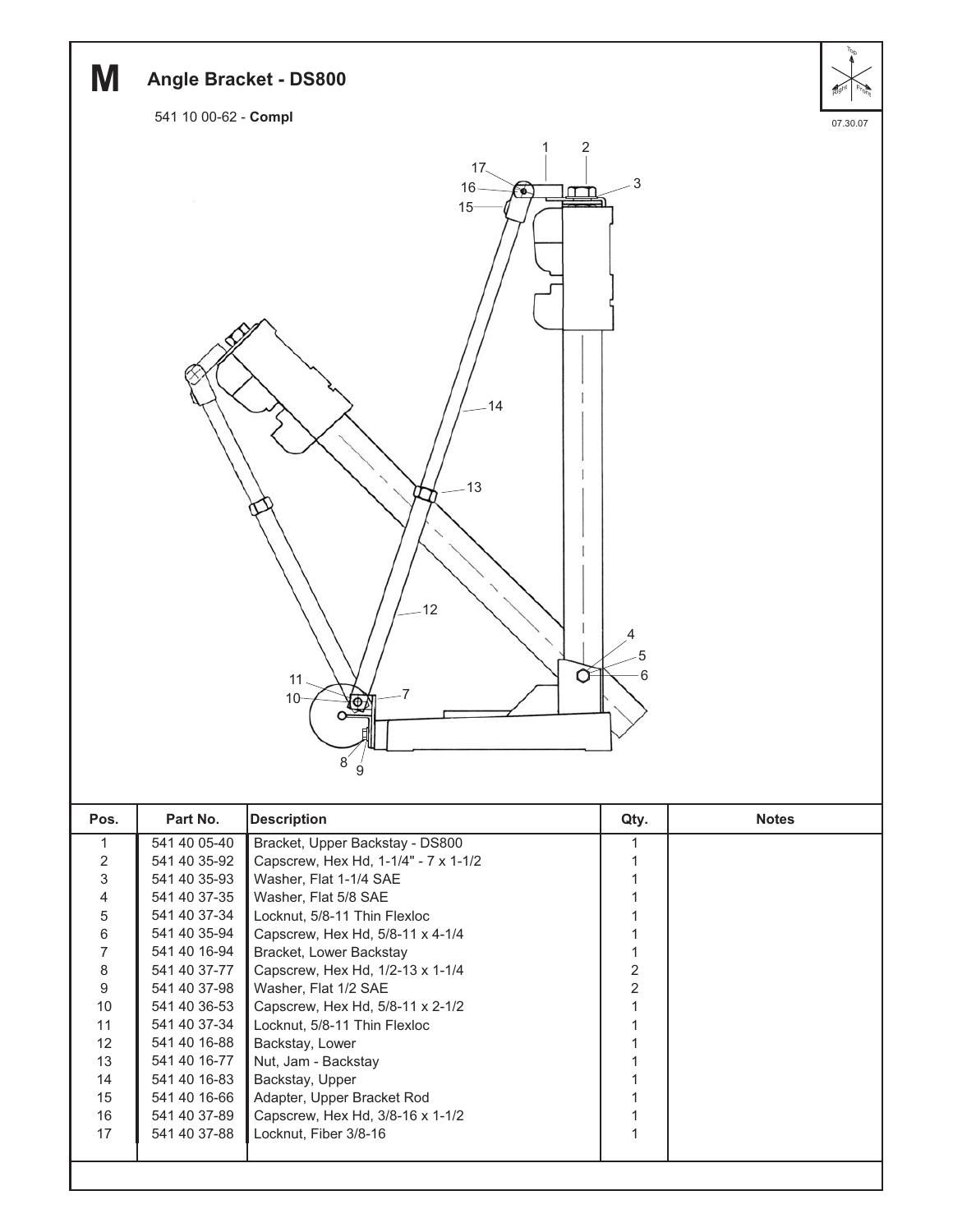# M Angle Bracket - DS800

541 10 00-62 - **Compl**

07.30.07

| Pos. | Part No. | Description | Qty. | Notes |
|---|---|---|---|---|
| 1 | 541 40 05-40 | Bracket, Upper Backstay - DS800 | 1 | |
| 2 | 541 40 35-92 | Capscrew, Hex Hd, 1-1/4" - 7 x 1-1/2 | 1 | |
| 3 | 541 40 35-93 | Washer, Flat 1-1/4 SAE | 1 | |
| 4 | 541 40 37-35 | Washer, Flat 5/8 SAE | 1 | |
| 5 | 541 40 37-34 | Locknut, 5/8-11 Thin Flexloc | 1 | |
| 6 | 541 40 35-94 | Capscrew, Hex Hd, 5/8-11 x 4-1/4 | 1 | |
| 7 | 541 40 16-94 | Bracket, Lower Backstay | 1 | |
| 8 | 541 40 37-77 | Capscrew, Hex Hd, 1/2-13 x 1-1/4 | 2 | |
| 9 | 541 40 37-98 | Washer, Flat 1/2 SAE | 2 | |
| 10 | 541 40 36-53 | Capscrew, Hex Hd, 5/8-11 x 2-1/2 | 1 | |
| 11 | 541 40 37-34 | Locknut, 5/8-11 Thin Flexloc | 1 | |
| 12 | 541 40 16-88 | Backstay, Lower | 1 | |
| 13 | 541 40 16-77 | Nut, Jam - Backstay | 1 | |
| 14 | 541 40 16-83 | Backstay, Upper | 1 | |
| 15 | 541 40 16-66 | Adapter, Upper Bracket Rod | 1 | |
| 16 | 541 40 37-89 | Capscrew, Hex Hd, 3/8-16 x 1-1/2 | 1 | |
| 17 | 541 40 37-88 | Locknut, Fiber 3/8-16 | 1 | |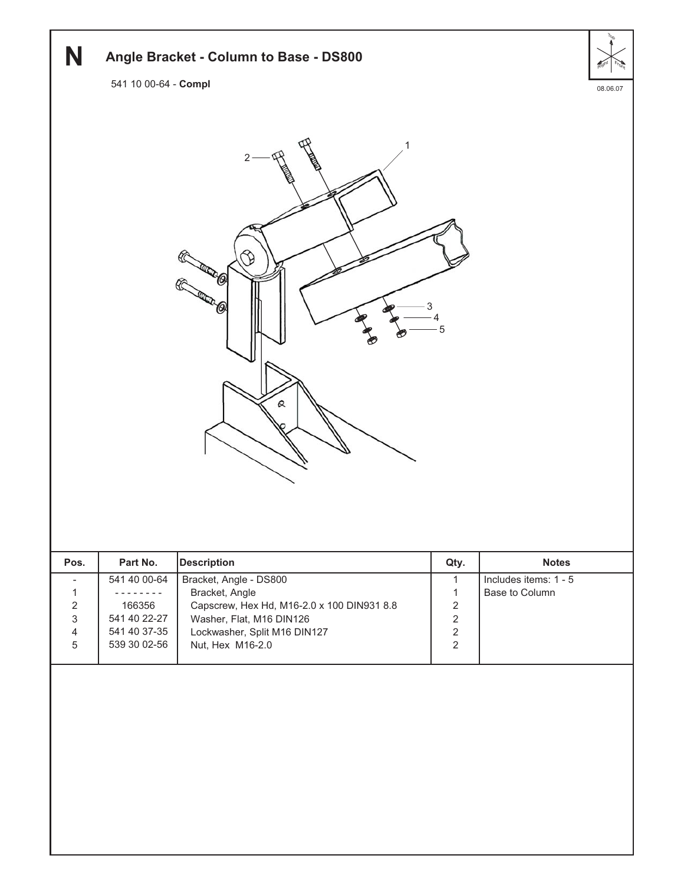# N Angle Bracket - Column to Base - DS800

541 10 00-64 - **Compl**

08.06.07

| Pos. | Part No. | Description | Qty. | Notes |
|---|---|---|---|---|
| - | 541 40 00-64 | Bracket, Angle - DS800 | 1 | Includes items: 1 - 5 |
| 1 | - - - - - - - - | Bracket, Angle | 1 | Base to Column |
| 2 | 166356 | Capscrew, Hex Hd, M16-2.0 x 100 DIN931 8.8 | 2 | |
| 3 | 541 40 22-27 | Washer, Flat, M16 DIN126 | 2 | |
| 4 | 541 40 37-35 | Lockwasher, Split M16 DIN127 | 2 | |
| 5 | 539 30 02-56 | Nut, Hex M16-2.0 | 2 | |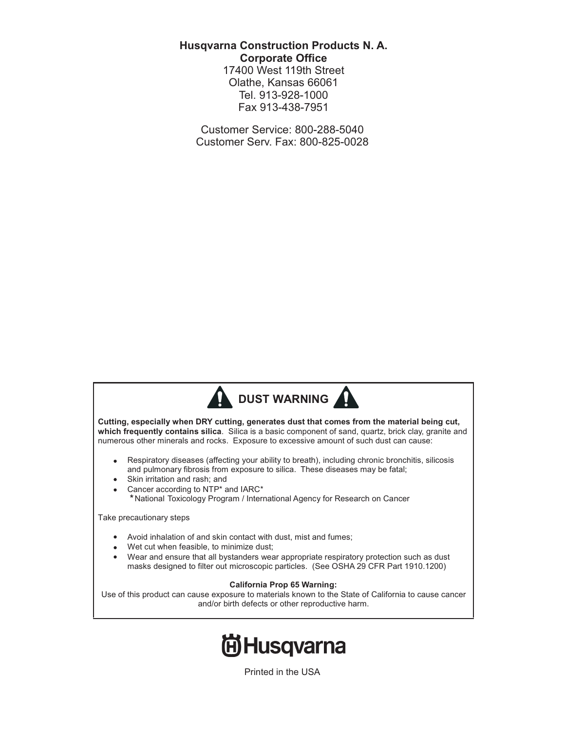**Husqvarna Construction Products N. A.**
**Corporate Office**
17400 West 119th Street
Olathe, Kansas 66061
Tel. 913-928-1000
Fax 913-438-7951

Customer Service: 800-288-5040
Customer Serv. Fax: 800-825-0028

## DUST WARNING

**Cutting, especially when DRY cutting, generates dust that comes from the material being cut, which frequently contains silica**. Silica is a basic component of sand, quartz, brick clay, granite and numerous other minerals and rocks. Exposure to excessive amount of such dust can cause:

- Respiratory diseases (affecting your ability to breath), including chronic bronchitis, silicosis and pulmonary fibrosis from exposure to silica. These diseases may be fatal;
- Skin irritation and rash; and
- Cancer according to NTP* and IARC*
  *National Toxicology Program / International Agency for Research on Cancer

Take precautionary steps

- Avoid inhalation of and skin contact with dust, mist and fumes;
- Wet cut when feasible, to minimize dust;
- Wear and ensure that all bystanders wear appropriate respiratory protection such as dust masks designed to filter out microscopic particles. (See OSHA 29 CFR Part 1910.1200)

**California Prop 65 Warning:**

Use of this product can cause exposure to materials known to the State of California to cause cancer and/or birth defects or other reproductive harm.

Husqvarna

Printed in the USA